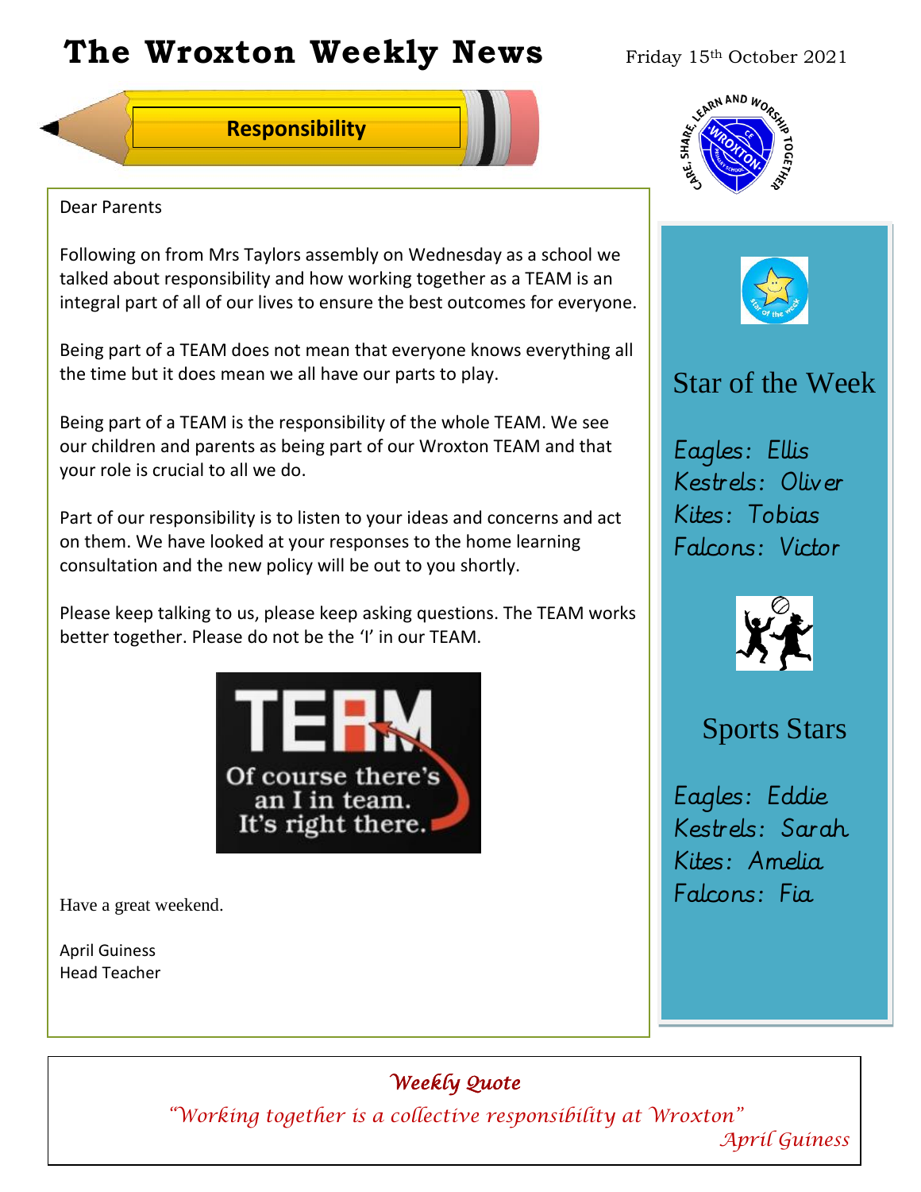# The Wroxton Weekly News

Friday 15th October 2021

## Responsibility

Dear Parents

Following on from Mrs Taylors assembly on Wednesday as a school we talked about responsibility and how working together as a TEAM is an integral part of all of our lives to ensure the best outcomes for everyone.

Being part of a TEAM does not mean that everyone knows everything all the time but it does mean we all have our parts to play.

Being part of a TEAM is the responsibility of the whole TEAM. We see our children and parents as being part of our Wroxton TEAM and that your role is crucial to all we do.

Part of our responsibility is to listen to your ideas and concerns and act on them. We have looked at your responses to the home learning consultation and the new policy will be out to you shortly.

Please keep talking to us, please keep asking questions. The TEAM works better together. Please do not be the 'I' in our TEAM.

TEAM
Of course there's an I in team. It's right there.

Have a great weekend.

April Guiness
Head Teacher

## Star of the Week

*Eagles: Ellis*
*Kestrels: Oliver*
*Kites: Tobias*
*Falcons: Victor*

## Sports Stars

*Eagles: Eddie*
*Kestrels: Sarah*
*Kites: Amelia*
*Falcons: Fia*

### *Weekly Quote*

*"Working together is a collective responsibility at Wroxton"*
*April Guiness*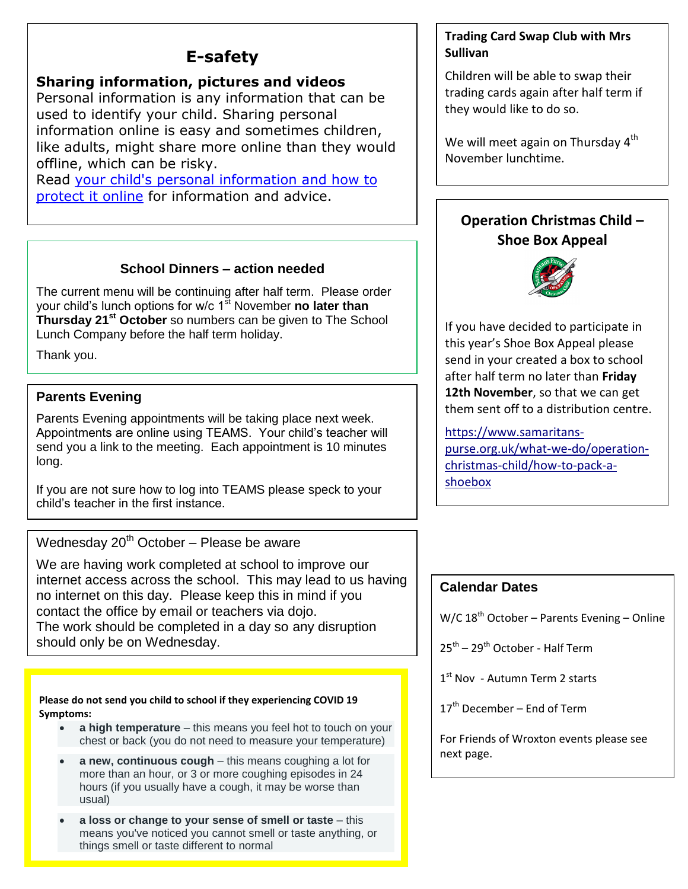## E-safety

### Sharing information, pictures and videos

Personal information is any information that can be used to identify your child. Sharing personal information online is easy and sometimes children, like adults, might share more online than they would offline, which can be risky.

Read [your child's personal information and how to protect it online]() for information and advice.

### School Dinners – action needed

The current menu will be continuing after half term. Please order your child's lunch options for w/c 1st November **no later than Thursday 21st October** so numbers can be given to The School Lunch Company before the half term holiday.

Thank you.

### Parents Evening

Parents Evening appointments will be taking place next week. Appointments are online using TEAMS. Your child's teacher will send you a link to the meeting. Each appointment is 10 minutes long.

If you are not sure how to log into TEAMS please speck to your child's teacher in the first instance.

### Wednesday 20th October – Please be aware

We are having work completed at school to improve our internet access across the school. This may lead to us having no internet on this day. Please keep this in mind if you contact the office by email or teachers via dojo.

The work should be completed in a day so any disruption should only be on Wednesday.

**Please do not send you child to school if they experiencing COVID 19 Symptoms:**

- **a high temperature** – this means you feel hot to touch on your chest or back (you do not need to measure your temperature)
- **a new, continuous cough** – this means coughing a lot for more than an hour, or 3 or more coughing episodes in 24 hours (if you usually have a cough, it may be worse than usual)
- **a loss or change to your sense of smell or taste** – this means you've noticed you cannot smell or taste anything, or things smell or taste different to normal

### Trading Card Swap Club with Mrs Sullivan

Children will be able to swap their trading cards again after half term if they would like to do so.

We will meet again on Thursday 4th November lunchtime.

### Operation Christmas Child – Shoe Box Appeal

If you have decided to participate in this year's Shoe Box Appeal please send in your created a box to school after half term no later than **Friday 12th November**, so that we can get them sent off to a distribution centre.

https://www.samaritans-purse.org.uk/what-we-do/operation-christmas-child/how-to-pack-a-shoebox

### Calendar Dates

W/C 18th October – Parents Evening – Online

25th – 29th October - Half Term

1st Nov - Autumn Term 2 starts

17th December – End of Term

For Friends of Wroxton events please see next page.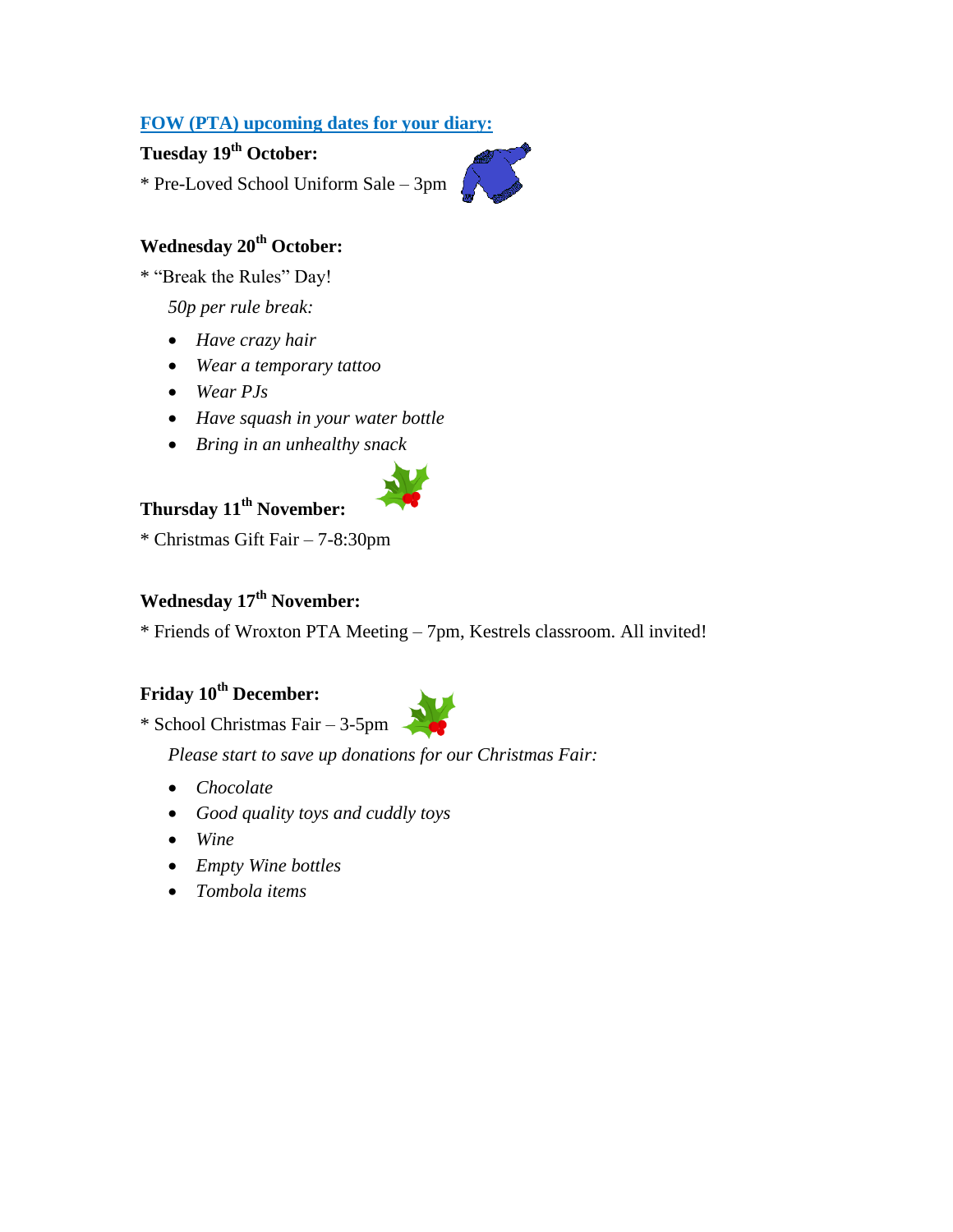## FOW (PTA) upcoming dates for your diary:

**Tuesday 19th October:**

* Pre-Loved School Uniform Sale – 3pm

**Wednesday 20th October:**

* "Break the Rules" Day!

*50p per rule break:*

- *Have crazy hair*
- *Wear a temporary tattoo*
- *Wear PJs*
- *Have squash in your water bottle*
- *Bring in an unhealthy snack*

**Thursday 11th November:**

* Christmas Gift Fair – 7-8:30pm

**Wednesday 17th November:**

* Friends of Wroxton PTA Meeting – 7pm, Kestrels classroom. All invited!

**Friday 10th December:**

* School Christmas Fair – 3-5pm

*Please start to save up donations for our Christmas Fair:*

- *Chocolate*
- *Good quality toys and cuddly toys*
- *Wine*
- *Empty Wine bottles*
- *Tombola items*